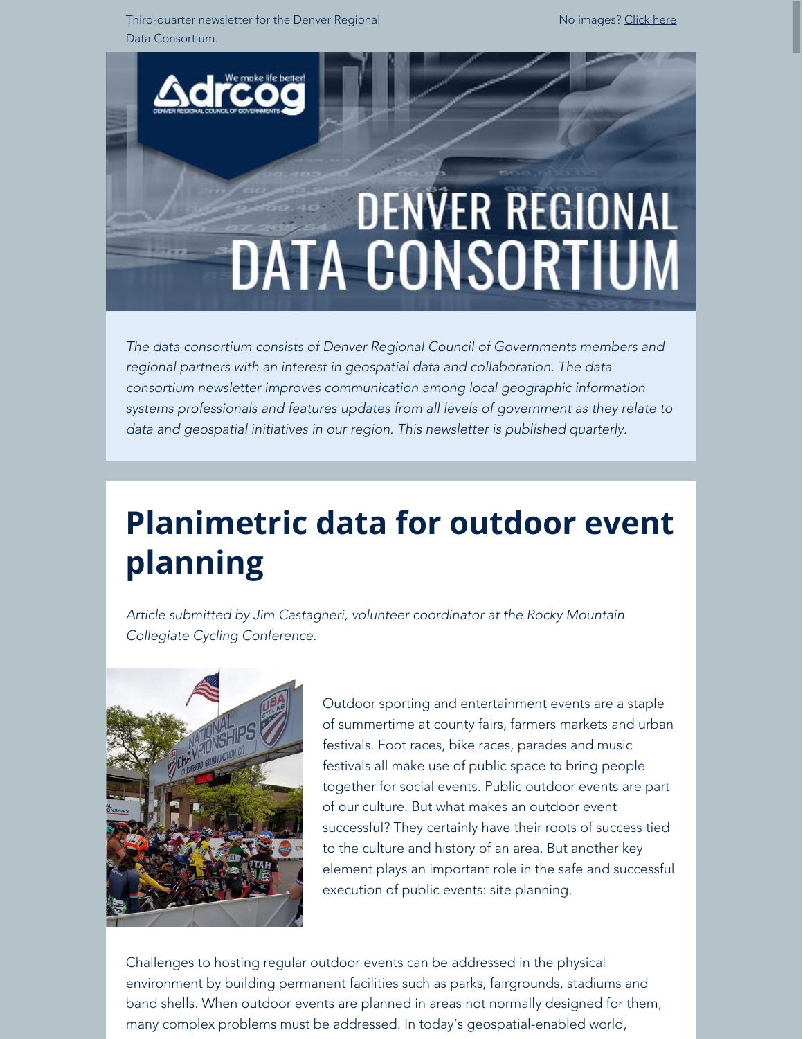Third-quarter newsletter for the Denver Regional Data Consortium.

No images? Click here

# DENVER REGIONAL DATA CONSORTIUM

*The data consortium consists of Denver Regional Council of Governments members and regional partners with an interest in geospatial data and collaboration. The data consortium newsletter improves communication among local geographic information systems professionals and features updates from all levels of government as they relate to data and geospatial initiatives in our region. This newsletter is published quarterly.*

# Planimetric data for outdoor event planning

*Article submitted by Jim Castagneri, volunteer coordinator at the Rocky Mountain Collegiate Cycling Conference.*

Outdoor sporting and entertainment events are a staple of summertime at county fairs, farmers markets and urban festivals. Foot races, bike races, parades and music festivals all make use of public space to bring people together for social events. Public outdoor events are part of our culture. But what makes an outdoor event successful? They certainly have their roots of success tied to the culture and history of an area. But another key element plays an important role in the safe and successful execution of public events: site planning.

Challenges to hosting regular outdoor events can be addressed in the physical environment by building permanent facilities such as parks, fairgrounds, stadiums and band shells. When outdoor events are planned in areas not normally designed for them, many complex problems must be addressed. In today's geospatial-enabled world,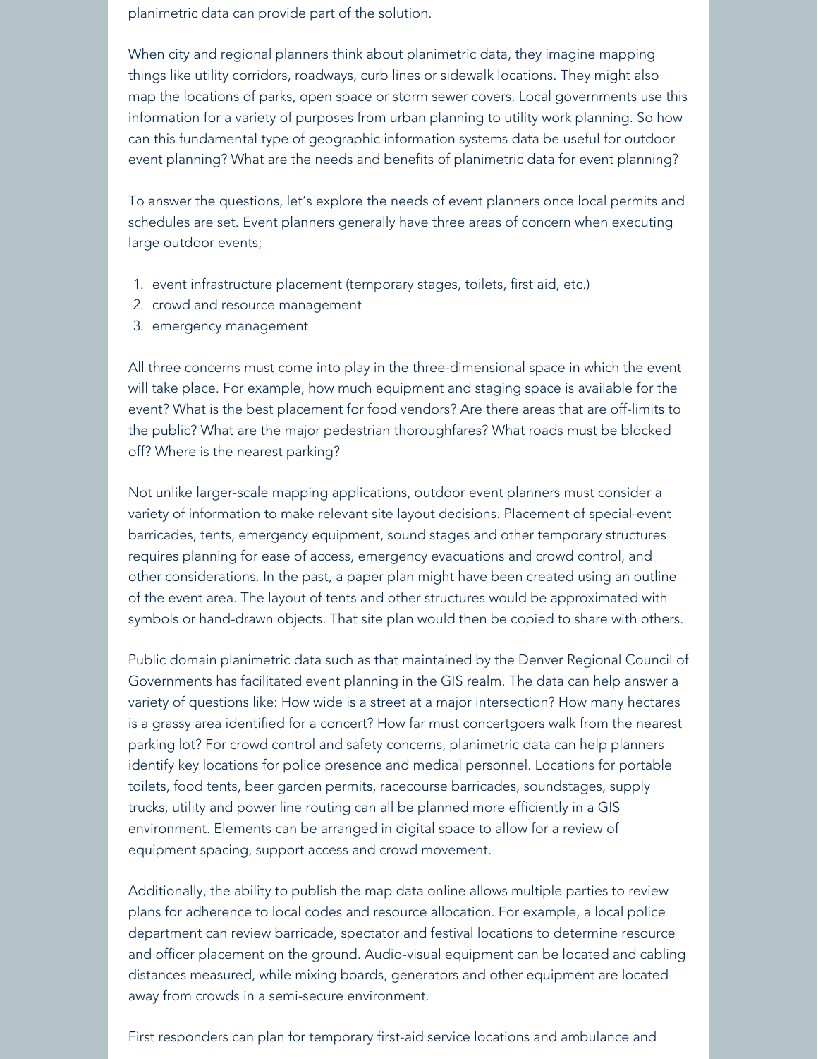planimetric data can provide part of the solution.

When city and regional planners think about planimetric data, they imagine mapping things like utility corridors, roadways, curb lines or sidewalk locations. They might also map the locations of parks, open space or storm sewer covers. Local governments use this information for a variety of purposes from urban planning to utility work planning. So how can this fundamental type of geographic information systems data be useful for outdoor event planning? What are the needs and benefits of planimetric data for event planning?

To answer the questions, let's explore the needs of event planners once local permits and schedules are set. Event planners generally have three areas of concern when executing large outdoor events;

1. event infrastructure placement (temporary stages, toilets, first aid, etc.)
2. crowd and resource management
3. emergency management

All three concerns must come into play in the three-dimensional space in which the event will take place. For example, how much equipment and staging space is available for the event? What is the best placement for food vendors? Are there areas that are off-limits to the public? What are the major pedestrian thoroughfares? What roads must be blocked off? Where is the nearest parking?

Not unlike larger-scale mapping applications, outdoor event planners must consider a variety of information to make relevant site layout decisions. Placement of special-event barricades, tents, emergency equipment, sound stages and other temporary structures requires planning for ease of access, emergency evacuations and crowd control, and other considerations. In the past, a paper plan might have been created using an outline of the event area. The layout of tents and other structures would be approximated with symbols or hand-drawn objects. That site plan would then be copied to share with others.

Public domain planimetric data such as that maintained by the Denver Regional Council of Governments has facilitated event planning in the GIS realm. The data can help answer a variety of questions like: How wide is a street at a major intersection? How many hectares is a grassy area identified for a concert? How far must concertgoers walk from the nearest parking lot? For crowd control and safety concerns, planimetric data can help planners identify key locations for police presence and medical personnel. Locations for portable toilets, food tents, beer garden permits, racecourse barricades, soundstages, supply trucks, utility and power line routing can all be planned more efficiently in a GIS environment. Elements can be arranged in digital space to allow for a review of equipment spacing, support access and crowd movement.

Additionally, the ability to publish the map data online allows multiple parties to review plans for adherence to local codes and resource allocation. For example, a local police department can review barricade, spectator and festival locations to determine resource and officer placement on the ground. Audio-visual equipment can be located and cabling distances measured, while mixing boards, generators and other equipment are located away from crowds in a semi-secure environment.

First responders can plan for temporary first-aid service locations and ambulance and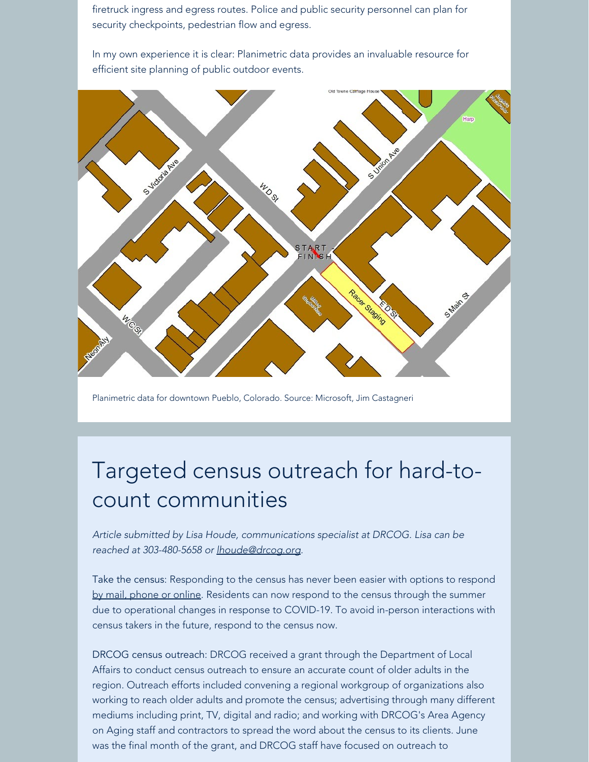firetruck ingress and egress routes. Police and public security personnel can plan for security checkpoints, pedestrian flow and egress.

In my own experience it is clear: Planimetric data provides an invaluable resource for efficient site planning of public outdoor events.

Planimetric data for downtown Pueblo, Colorado. Source: Microsoft, Jim Castagneri

# Targeted census outreach for hard-to-count communities

*Article submitted by Lisa Houde, communications specialist at DRCOG. Lisa can be reached at 303-480-5658 or lhoude@drcog.org.*

Take the census: Responding to the census has never been easier with options to respond by mail, phone or online. Residents can now respond to the census through the summer due to operational changes in response to COVID-19. To avoid in-person interactions with census takers in the future, respond to the census now.

DRCOG census outreach: DRCOG received a grant through the Department of Local Affairs to conduct census outreach to ensure an accurate count of older adults in the region. Outreach efforts included convening a regional workgroup of organizations also working to reach older adults and promote the census; advertising through many different mediums including print, TV, digital and radio; and working with DRCOG's Area Agency on Aging staff and contractors to spread the word about the census to its clients. June was the final month of the grant, and DRCOG staff have focused on outreach to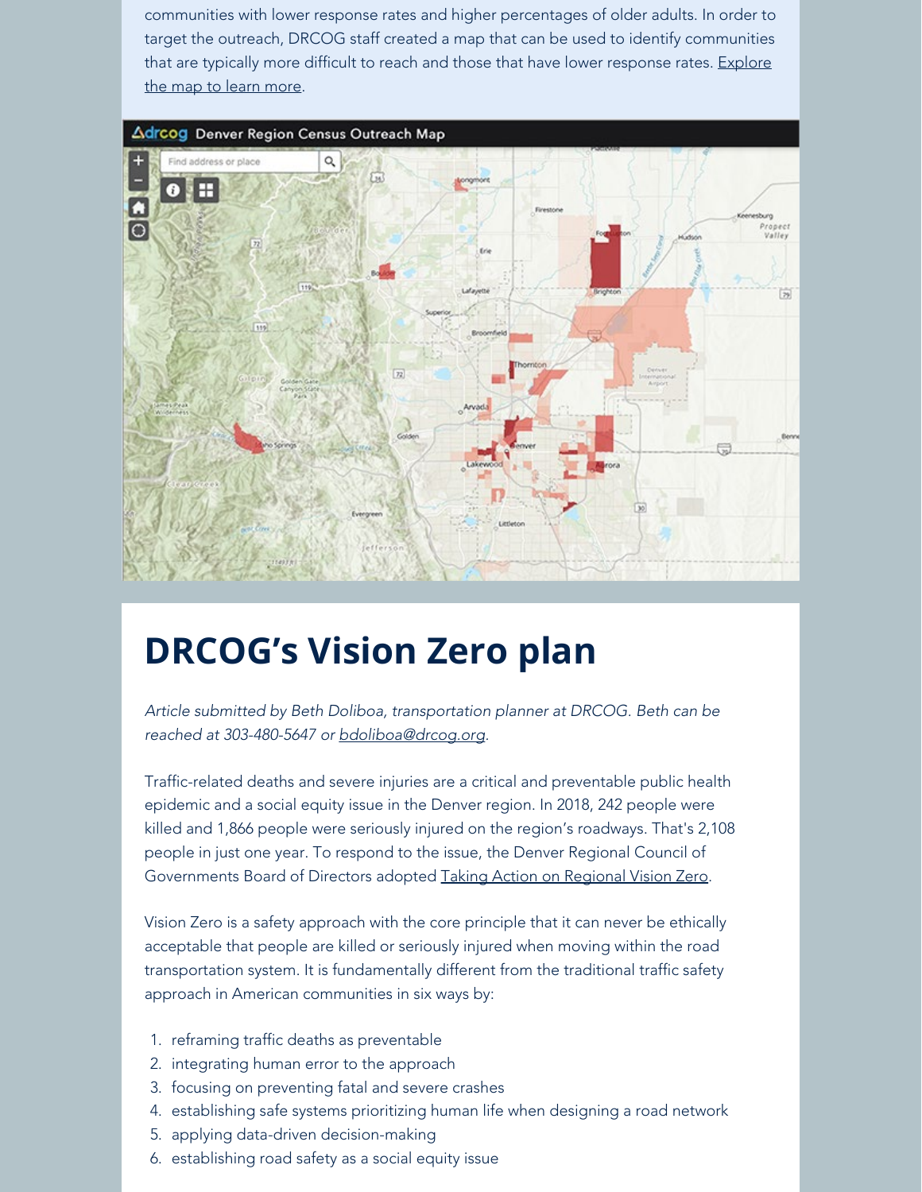communities with lower response rates and higher percentages of older adults. In order to target the outreach, DRCOG staff created a map that can be used to identify communities that are typically more difficult to reach and those that have lower response rates. Explore the map to learn more.

# DRCOG's Vision Zero plan

*Article submitted by Beth Doliboa, transportation planner at DRCOG. Beth can be reached at 303-480-5647 or bdoliboa@drcog.org.*

Traffic-related deaths and severe injuries are a critical and preventable public health epidemic and a social equity issue in the Denver region. In 2018, 242 people were killed and 1,866 people were seriously injured on the region's roadways. That's 2,108 people in just one year. To respond to the issue, the Denver Regional Council of Governments Board of Directors adopted Taking Action on Regional Vision Zero.

Vision Zero is a safety approach with the core principle that it can never be ethically acceptable that people are killed or seriously injured when moving within the road transportation system. It is fundamentally different from the traditional traffic safety approach in American communities in six ways by:

1. reframing traffic deaths as preventable
2. integrating human error to the approach
3. focusing on preventing fatal and severe crashes
4. establishing safe systems prioritizing human life when designing a road network
5. applying data-driven decision-making
6. establishing road safety as a social equity issue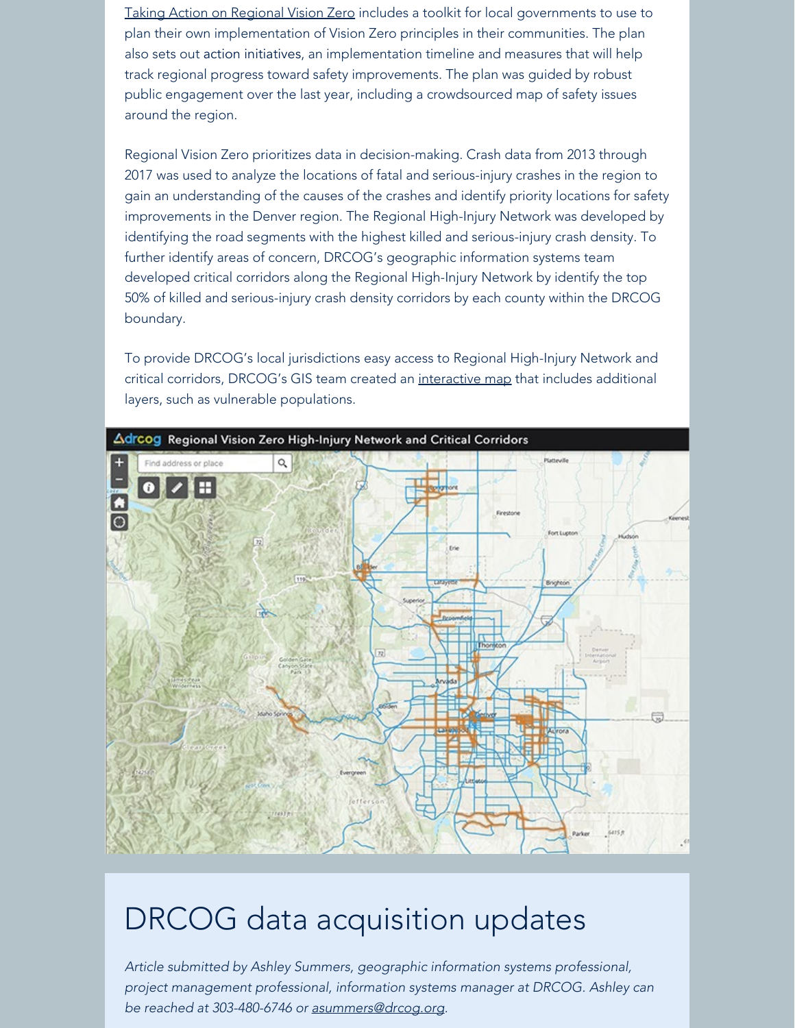Taking Action on Regional Vision Zero includes a toolkit for local governments to use to plan their own implementation of Vision Zero principles in their communities. The plan also sets out action initiatives, an implementation timeline and measures that will help track regional progress toward safety improvements. The plan was guided by robust public engagement over the last year, including a crowdsourced map of safety issues around the region.

Regional Vision Zero prioritizes data in decision-making. Crash data from 2013 through 2017 was used to analyze the locations of fatal and serious-injury crashes in the region to gain an understanding of the causes of the crashes and identify priority locations for safety improvements in the Denver region. The Regional High-Injury Network was developed by identifying the road segments with the highest killed and serious-injury crash density. To further identify areas of concern, DRCOG's geographic information systems team developed critical corridors along the Regional High-Injury Network by identify the top 50% of killed and serious-injury crash density corridors by each county within the DRCOG boundary.

To provide DRCOG's local jurisdictions easy access to Regional High-Injury Network and critical corridors, DRCOG's GIS team created an interactive map that includes additional layers, such as vulnerable populations.

# DRCOG data acquisition updates

*Article submitted by Ashley Summers, geographic information systems professional, project management professional, information systems manager at DRCOG. Ashley can be reached at 303-480-6746 or asummers@drcog.org.*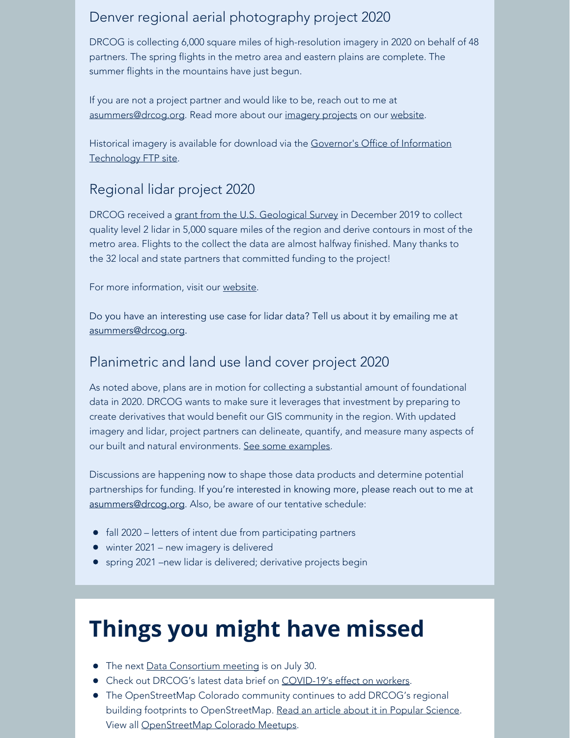## Denver regional aerial photography project 2020

DRCOG is collecting 6,000 square miles of high-resolution imagery in 2020 on behalf of 48 partners. The spring flights in the metro area and eastern plains are complete. The summer flights in the mountains have just begun.

If you are not a project partner and would like to be, reach out to me at asummers@drcog.org. Read more about our imagery projects on our website.

Historical imagery is available for download via the Governor's Office of Information Technology FTP site.

## Regional lidar project 2020

DRCOG received a grant from the U.S. Geological Survey in December 2019 to collect quality level 2 lidar in 5,000 square miles of the region and derive contours in most of the metro area. Flights to the collect the data are almost halfway finished. Many thanks to the 32 local and state partners that committed funding to the project!

For more information, visit our website.

Do you have an interesting use case for lidar data? Tell us about it by emailing me at asummers@drcog.org.

## Planimetric and land use land cover project 2020

As noted above, plans are in motion for collecting a substantial amount of foundational data in 2020. DRCOG wants to make sure it leverages that investment by preparing to create derivatives that would benefit our GIS community in the region. With updated imagery and lidar, project partners can delineate, quantify, and measure many aspects of our built and natural environments. See some examples.

Discussions are happening now to shape those data products and determine potential partnerships for funding. If you're interested in knowing more, please reach out to me at asummers@drcog.org. Also, be aware of our tentative schedule:

- fall 2020 – letters of intent due from participating partners
- winter 2021 – new imagery is delivered
- spring 2021 –new lidar is delivered; derivative projects begin

# Things you might have missed

- The next Data Consortium meeting is on July 30.
- Check out DRCOG's latest data brief on COVID-19's effect on workers.
- The OpenStreetMap Colorado community continues to add DRCOG's regional building footprints to OpenStreetMap. Read an article about it in Popular Science. View all OpenStreetMap Colorado Meetups.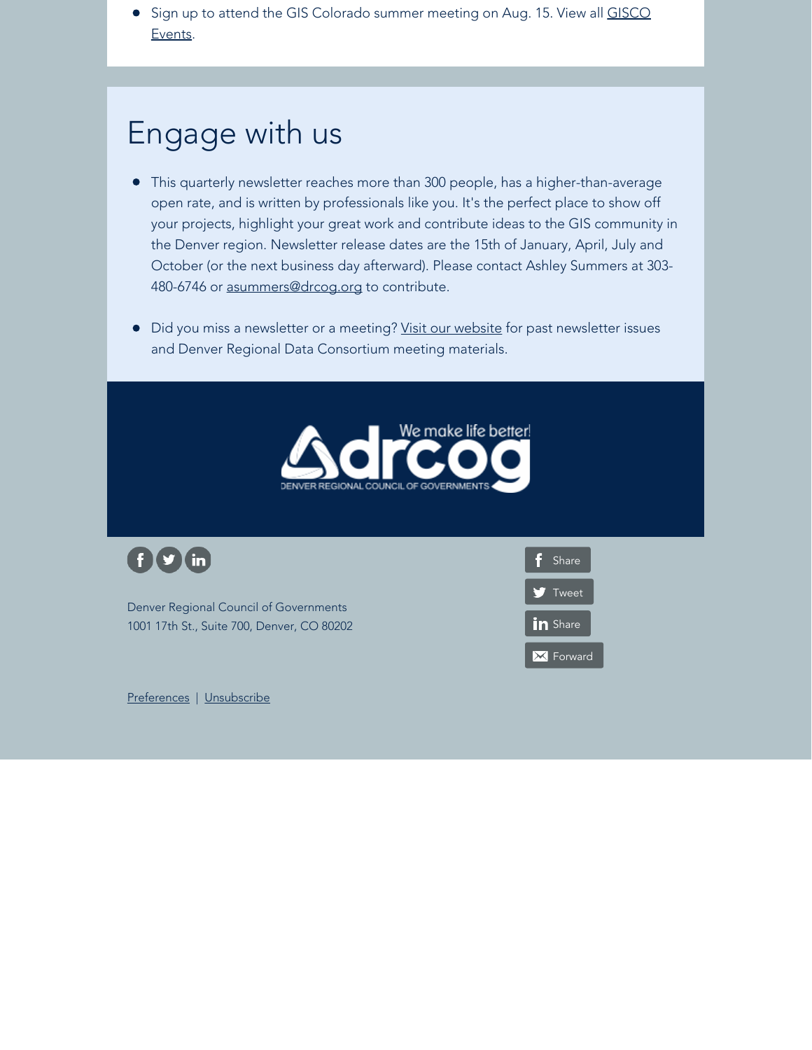- Sign up to attend the GIS Colorado summer meeting on Aug. 15. View all GISCO Events.

# Engage with us

- This quarterly newsletter reaches more than 300 people, has a higher-than-average open rate, and is written by professionals like you. It's the perfect place to show off your projects, highlight your great work and contribute ideas to the GIS community in the Denver region. Newsletter release dates are the 15th of January, April, July and October (or the next business day afterward). Please contact Ashley Summers at 303-480-6746 or asummers@drcog.org to contribute.

- Did you miss a newsletter or a meeting? Visit our website for past newsletter issues and Denver Regional Data Consortium meeting materials.

We make life better!
drcog
DENVER REGIONAL COUNCIL OF GOVERNMENTS

Share
Tweet
Share
Forward

Denver Regional Council of Governments
1001 17th St., Suite 700, Denver, CO 80202

Preferences | Unsubscribe